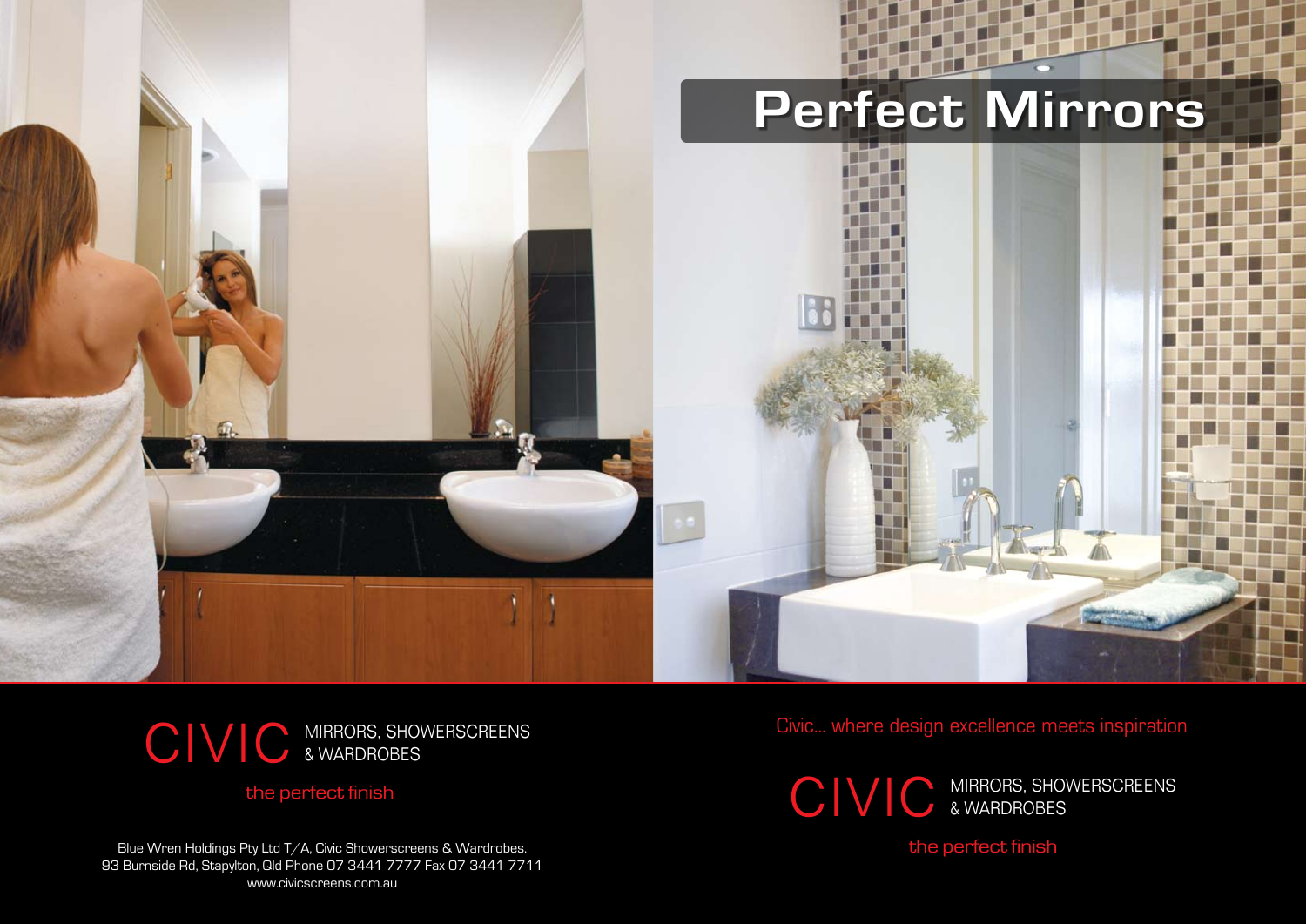# Perfect Mirrors

CIVIC MIRRORS, SHOWERSCREENS & WARDROBES

the perfect finish

Blue Wren Holdings Pty Ltd T/A, Civic Showerscreens & Wardrobes.
93 Burnside Rd, Stapylton, Qld Phone 07 3441 7777 Fax 07 3441 7711
www.civicscreens.com.au

Civic... where design excellence meets inspiration

CIVIC MIRRORS, SHOWERSCREENS & WARDROBES

the perfect finish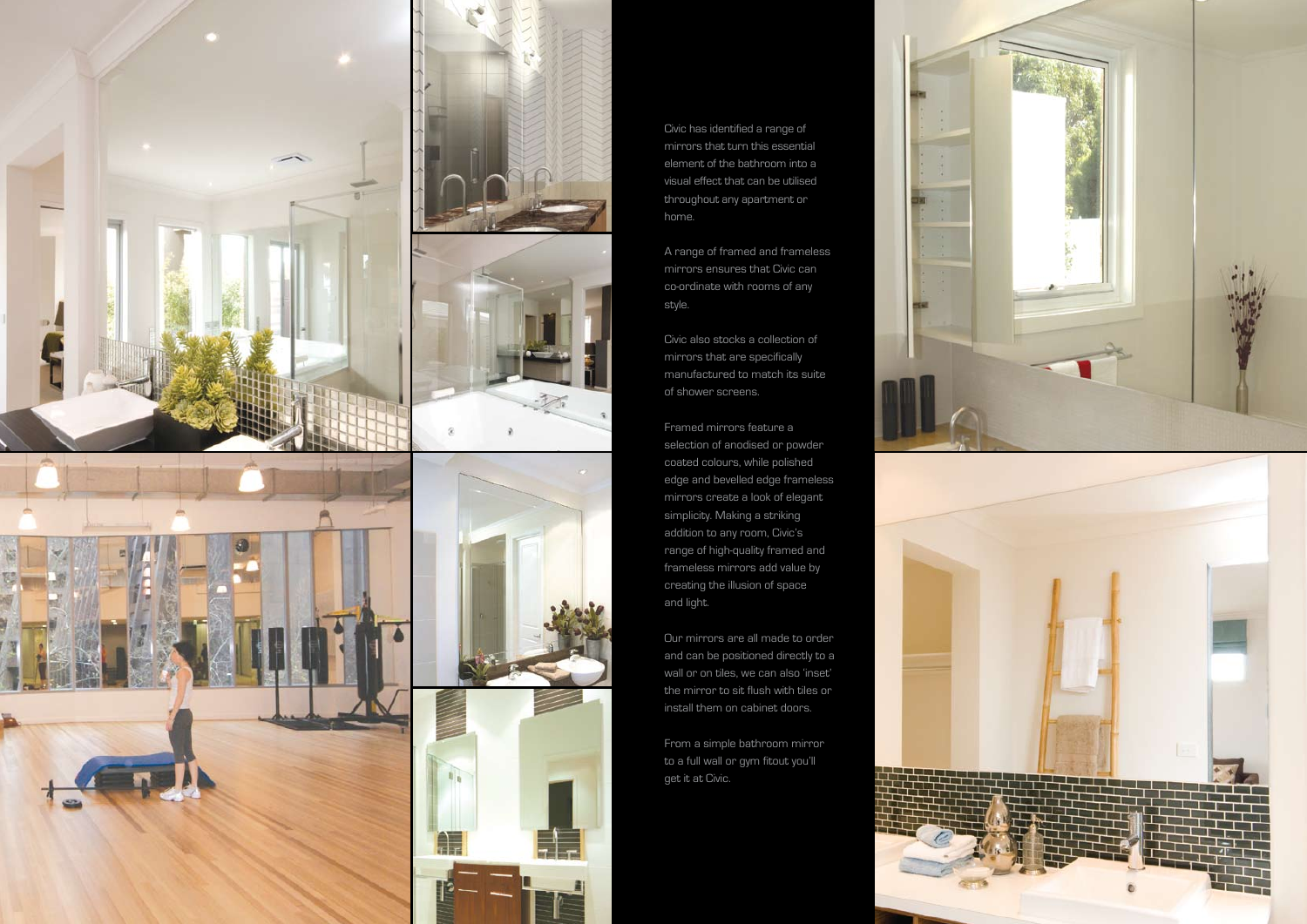Civic has identified a range of mirrors that turn this essential element of the bathroom into a visual effect that can be utilised throughout any apartment or home.

A range of framed and frameless mirrors ensures that Civic can co-ordinate with rooms of any style.

Civic also stocks a collection of mirrors that are specifically manufactured to match its suite of shower screens.

Framed mirrors feature a selection of anodised or powder coated colours, while polished edge and bevelled edge frameless mirrors create a look of elegant simplicity. Making a striking addition to any room, Civic's range of high-quality framed and frameless mirrors add value by creating the illusion of space and light.

Our mirrors are all made to order and can be positioned directly to a wall or on tiles, we can also 'inset' the mirror to sit flush with tiles or install them on cabinet doors.

From a simple bathroom mirror to a full wall or gym fitout you'll get it at Civic.